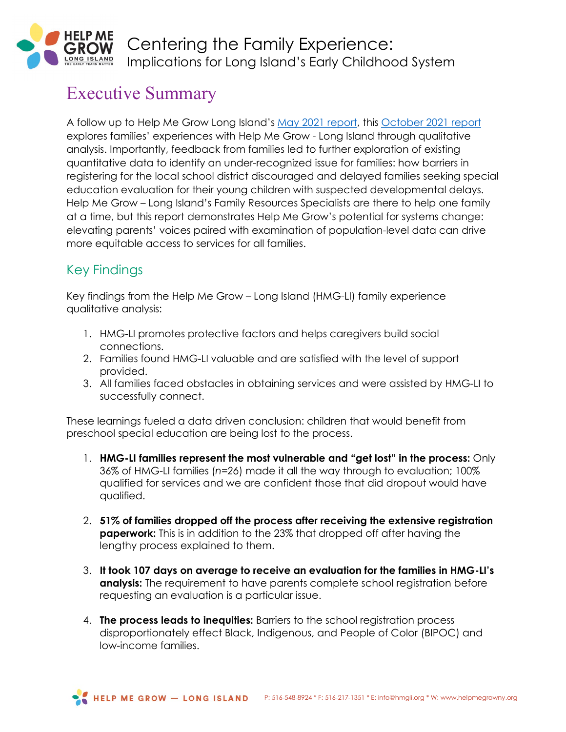# Centering the Family Experience:

Implications for Long Island's Early Childhood System

## Executive Summary

A follow up to Help Me Grow Long Island's [May 2021 report](), this [October 2021 report]() explores families' experiences with Help Me Grow - Long Island through qualitative analysis. Importantly, feedback from families led to further exploration of existing quantitative data to identify an under-recognized issue for families: how barriers in registering for the local school district discouraged and delayed families seeking special education evaluation for their young children with suspected developmental delays. Help Me Grow – Long Island's Family Resources Specialists are there to help one family at a time, but this report demonstrates Help Me Grow's potential for systems change: elevating parents' voices paired with examination of population-level data can drive more equitable access to services for all families.

### Key Findings

Key findings from the Help Me Grow – Long Island (HMG-LI) family experience qualitative analysis:

1. HMG-LI promotes protective factors and helps caregivers build social connections.
2. Families found HMG-LI valuable and are satisfied with the level of support provided.
3. All families faced obstacles in obtaining services and were assisted by HMG-LI to successfully connect.

These learnings fueled a data driven conclusion: children that would benefit from preschool special education are being lost to the process.

1. **HMG-LI families represent the most vulnerable and "get lost" in the process:** Only 36% of HMG-LI families (*n*=26) made it all the way through to evaluation; 100% qualified for services and we are confident those that did dropout would have qualified.

2. **51% of families dropped off the process after receiving the extensive registration paperwork:** This is in addition to the 23% that dropped off after having the lengthy process explained to them.

3. **It took 107 days on average to receive an evaluation for the families in HMG-LI's analysis:** The requirement to have parents complete school registration before requesting an evaluation is a particular issue.

4. **The process leads to inequities:** Barriers to the school registration process disproportionately effect Black, Indigenous, and People of Color (BIPOC) and low-income families.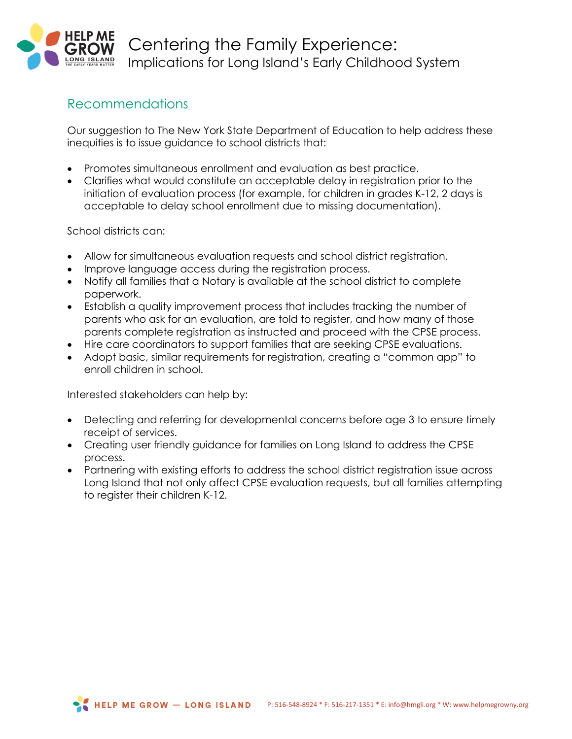## Recommendations

Our suggestion to The New York State Department of Education to help address these inequities is to issue guidance to school districts that:

- Promotes simultaneous enrollment and evaluation as best practice.
- Clarifies what would constitute an acceptable delay in registration prior to the initiation of evaluation process (for example, for children in grades K-12, 2 days is acceptable to delay school enrollment due to missing documentation).

School districts can:

- Allow for simultaneous evaluation requests and school district registration.
- Improve language access during the registration process.
- Notify all families that a Notary is available at the school district to complete paperwork.
- Establish a quality improvement process that includes tracking the number of parents who ask for an evaluation, are told to register, and how many of those parents complete registration as instructed and proceed with the CPSE process.
- Hire care coordinators to support families that are seeking CPSE evaluations.
- Adopt basic, similar requirements for registration, creating a "common app" to enroll children in school.

Interested stakeholders can help by:

- Detecting and referring for developmental concerns before age 3 to ensure timely receipt of services.
- Creating user friendly guidance for families on Long Island to address the CPSE process.
- Partnering with existing efforts to address the school district registration issue across Long Island that not only affect CPSE evaluation requests, but all families attempting to register their children K-12.